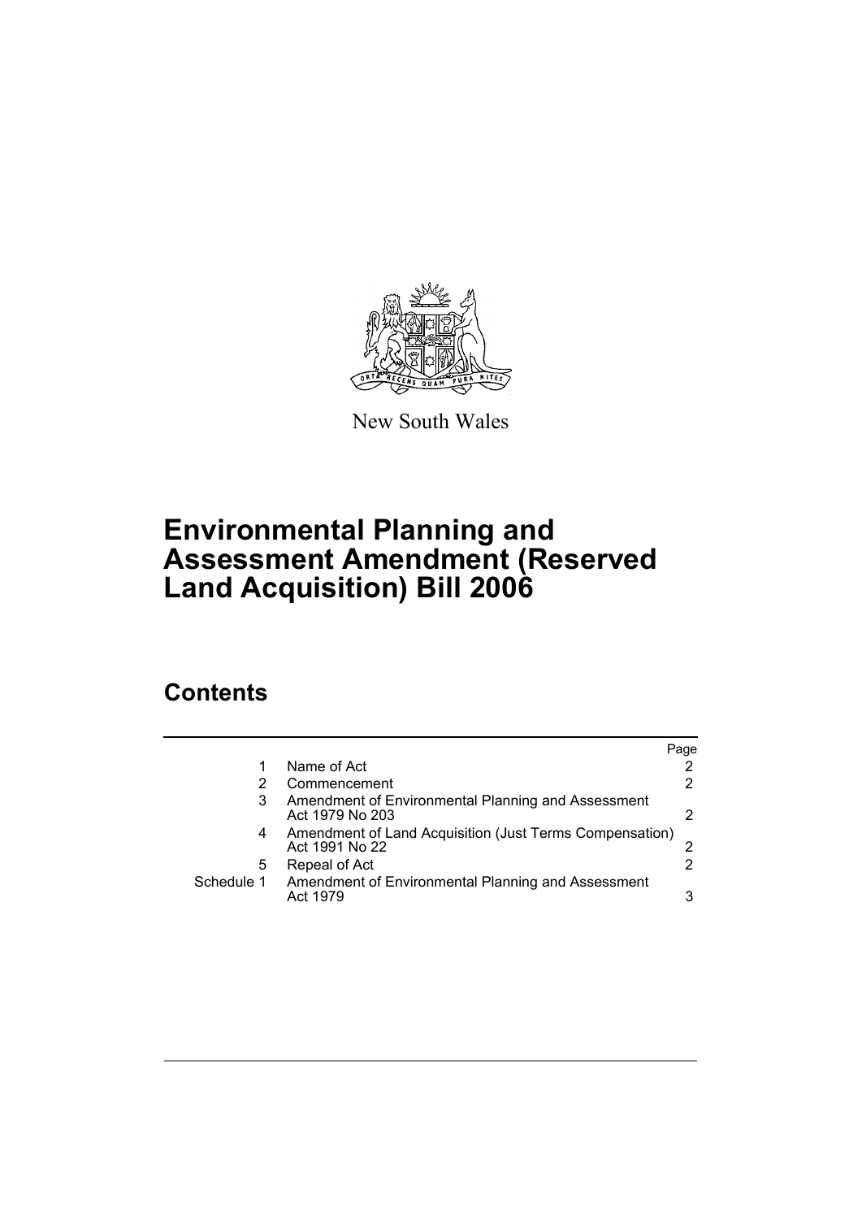New South Wales

# Environmental Planning and Assessment Amendment (Reserved Land Acquisition) Bill 2006

## Contents

| | | Page |
|---|---|---|
| 1 | Name of Act | 2 |
| 2 | Commencement | 2 |
| 3 | Amendment of Environmental Planning and Assessment Act 1979 No 203 | 2 |
| 4 | Amendment of Land Acquisition (Just Terms Compensation) Act 1991 No 22 | 2 |
| 5 | Repeal of Act | 2 |
| Schedule 1 | Amendment of Environmental Planning and Assessment Act 1979 | 3 |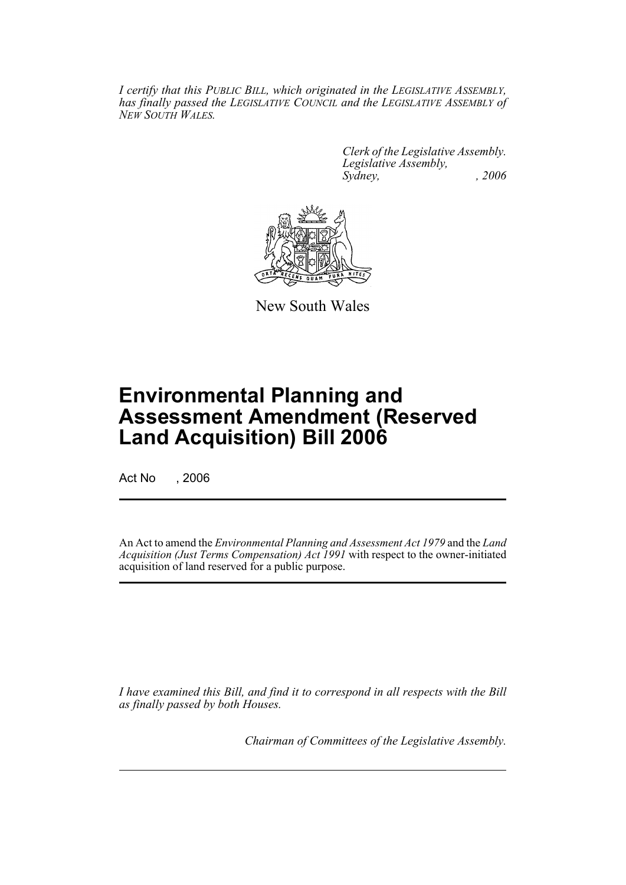*I certify that this PUBLIC BILL, which originated in the LEGISLATIVE ASSEMBLY, has finally passed the LEGISLATIVE COUNCIL and the LEGISLATIVE ASSEMBLY of NEW SOUTH WALES.*

*Clerk of the Legislative Assembly.*
*Legislative Assembly,*
*Sydney, , 2006*

New South Wales

# Environmental Planning and Assessment Amendment (Reserved Land Acquisition) Bill 2006

Act No , 2006

An Act to amend the *Environmental Planning and Assessment Act 1979* and the *Land Acquisition (Just Terms Compensation) Act 1991* with respect to the owner-initiated acquisition of land reserved for a public purpose.

*I have examined this Bill, and find it to correspond in all respects with the Bill as finally passed by both Houses.*

*Chairman of Committees of the Legislative Assembly.*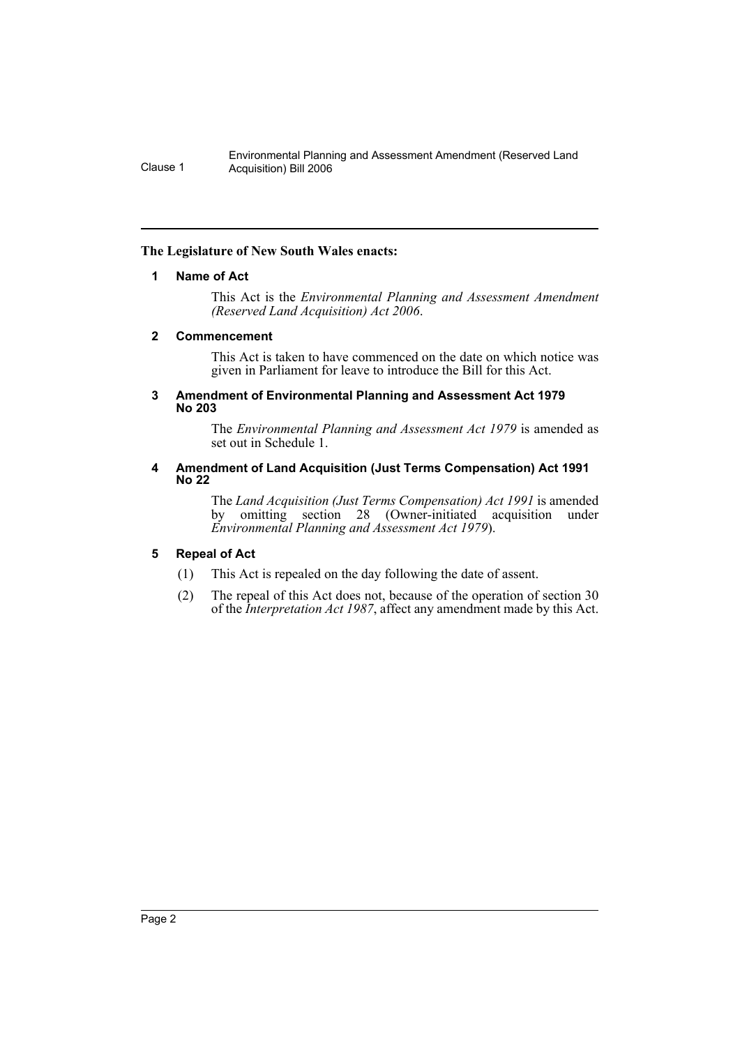**The Legislature of New South Wales enacts:**

#### 1 Name of Act

This Act is the *Environmental Planning and Assessment Amendment (Reserved Land Acquisition) Act 2006*.

#### 2 Commencement

This Act is taken to have commenced on the date on which notice was given in Parliament for leave to introduce the Bill for this Act.

#### 3 Amendment of Environmental Planning and Assessment Act 1979 No 203

The *Environmental Planning and Assessment Act 1979* is amended as set out in Schedule 1.

#### 4 Amendment of Land Acquisition (Just Terms Compensation) Act 1991 No 22

The *Land Acquisition (Just Terms Compensation) Act 1991* is amended by omitting section 28 (Owner-initiated acquisition under *Environmental Planning and Assessment Act 1979*).

#### 5 Repeal of Act

(1) This Act is repealed on the day following the date of assent.

(2) The repeal of this Act does not, because of the operation of section 30 of the *Interpretation Act 1987*, affect any amendment made by this Act.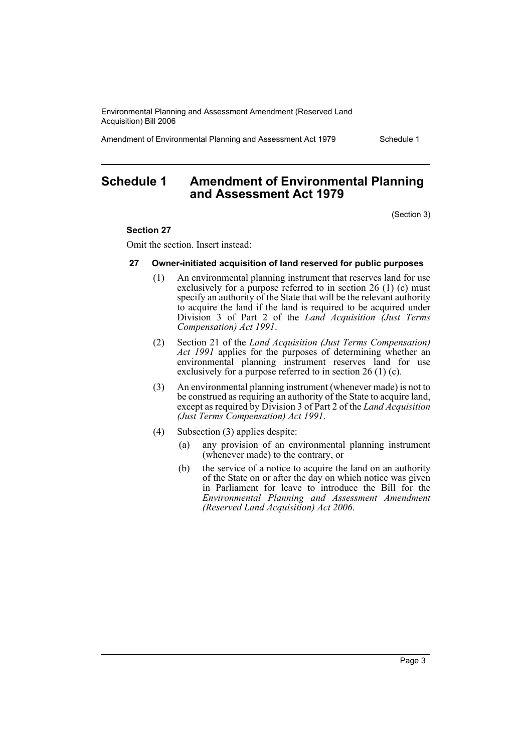# Schedule 1 Amendment of Environmental Planning and Assessment Act 1979

(Section 3)

**Section 27**

Omit the section. Insert instead:

**27 Owner-initiated acquisition of land reserved for public purposes**

(1) An environmental planning instrument that reserves land for use exclusively for a purpose referred to in section 26 (1) (c) must specify an authority of the State that will be the relevant authority to acquire the land if the land is required to be acquired under Division 3 of Part 2 of the *Land Acquisition (Just Terms Compensation) Act 1991*.

(2) Section 21 of the *Land Acquisition (Just Terms Compensation) Act 1991* applies for the purposes of determining whether an environmental planning instrument reserves land for use exclusively for a purpose referred to in section 26 (1) (c).

(3) An environmental planning instrument (whenever made) is not to be construed as requiring an authority of the State to acquire land, except as required by Division 3 of Part 2 of the *Land Acquisition (Just Terms Compensation) Act 1991*.

(4) Subsection (3) applies despite:

(a) any provision of an environmental planning instrument (whenever made) to the contrary, or

(b) the service of a notice to acquire the land on an authority of the State on or after the day on which notice was given in Parliament for leave to introduce the Bill for the *Environmental Planning and Assessment Amendment (Reserved Land Acquisition) Act 2006*.